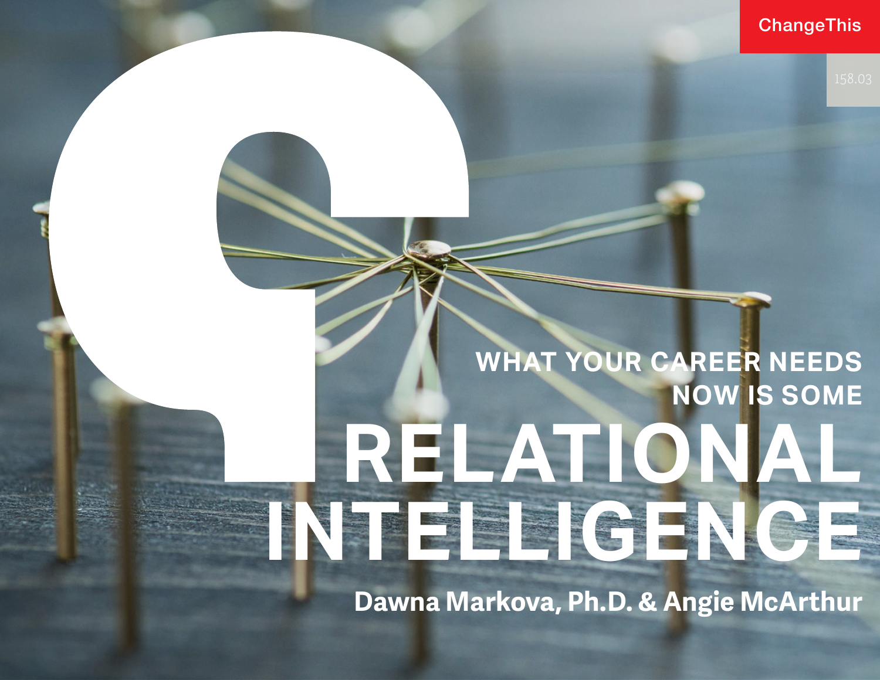ChangeThis

158.03

# WHAT YOUR CAREER NEEDS NOW IS SOME RELATIONAL INTELLIGENCE

**Dawna Markova, Ph.D. & Angie McArthur**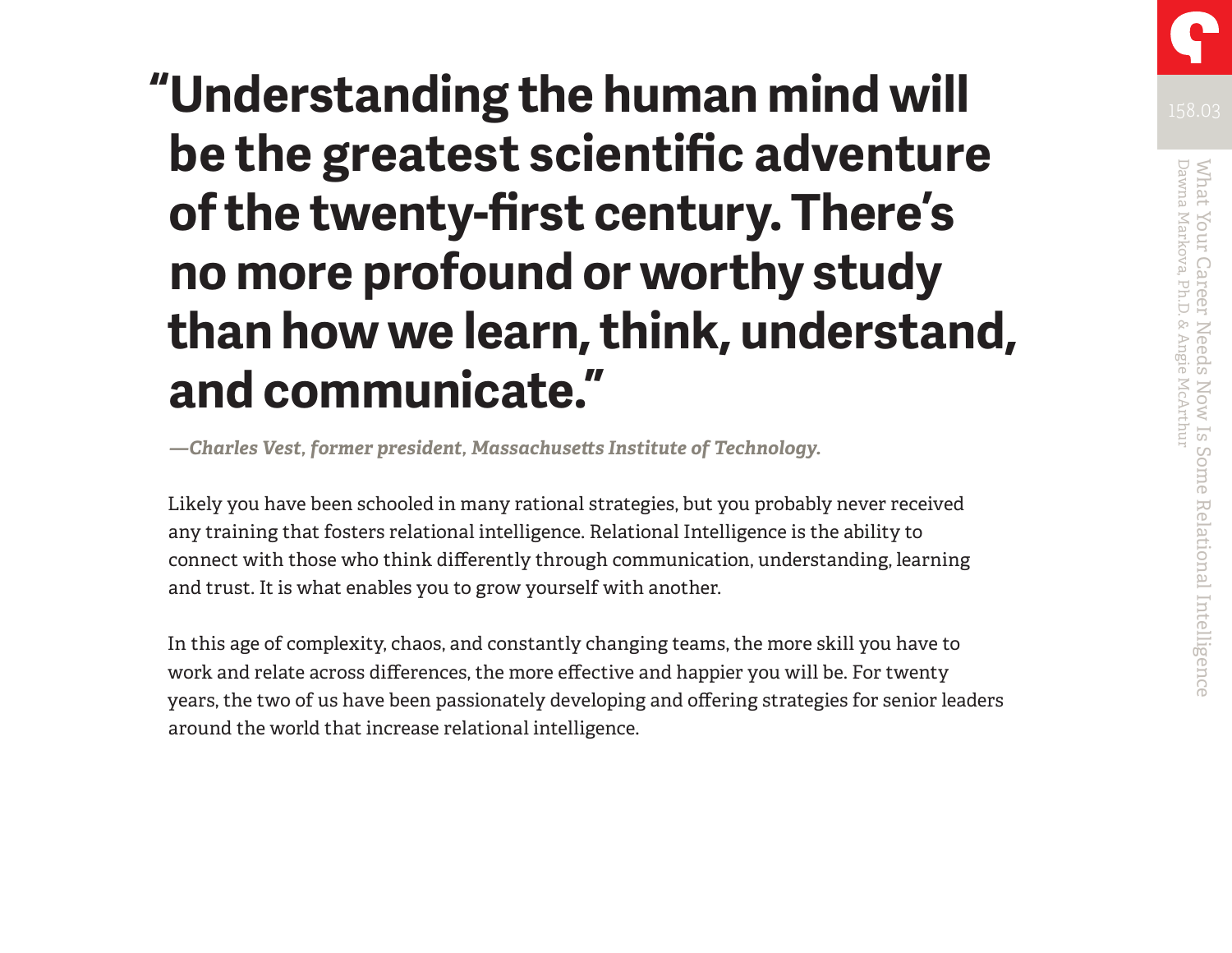# "Understanding the human mind will be the greatest scientific adventure of the twenty-first century. There's no more profound or worthy study than how we learn, think, understand, and communicate."

***—Charles Vest, former president, Massachusetts Institute of Technology.***

Likely you have been schooled in many rational strategies, but you probably never received any training that fosters relational intelligence. Relational Intelligence is the ability to connect with those who think differently through communication, understanding, learning and trust. It is what enables you to grow yourself with another.

In this age of complexity, chaos, and constantly changing teams, the more skill you have to work and relate across differences, the more effective and happier you will be. For twenty years, the two of us have been passionately developing and offering strategies for senior leaders around the world that increase relational intelligence.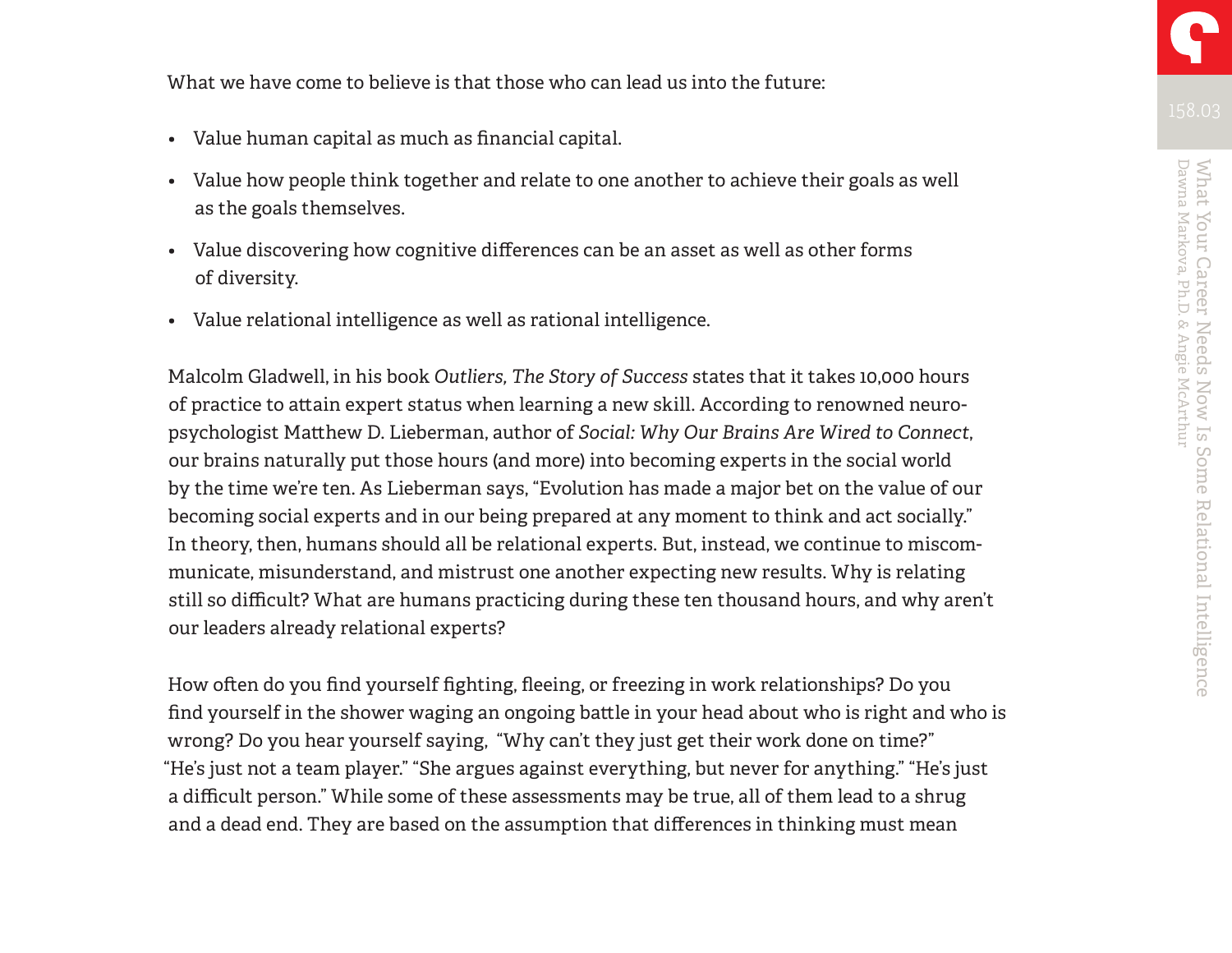What we have come to believe is that those who can lead us into the future:

- Value human capital as much as financial capital.
- Value how people think together and relate to one another to achieve their goals as well as the goals themselves.
- Value discovering how cognitive differences can be an asset as well as other forms of diversity.
- Value relational intelligence as well as rational intelligence.

Malcolm Gladwell, in his book *Outliers, The Story of Success* states that it takes 10,000 hours of practice to attain expert status when learning a new skill. According to renowned neuro-psychologist Matthew D. Lieberman, author of *Social: Why Our Brains Are Wired to Connect*, our brains naturally put those hours (and more) into becoming experts in the social world by the time we're ten. As Lieberman says, "Evolution has made a major bet on the value of our becoming social experts and in our being prepared at any moment to think and act socially." In theory, then, humans should all be relational experts. But, instead, we continue to miscommunicate, misunderstand, and mistrust one another expecting new results. Why is relating still so difficult? What are humans practicing during these ten thousand hours, and why aren't our leaders already relational experts?

How often do you find yourself fighting, fleeing, or freezing in work relationships? Do you find yourself in the shower waging an ongoing battle in your head about who is right and who is wrong? Do you hear yourself saying, "Why can't they just get their work done on time?" "He's just not a team player." "She argues against everything, but never for anything." "He's just a difficult person." While some of these assessments may be true, all of them lead to a shrug and a dead end. They are based on the assumption that differences in thinking must mean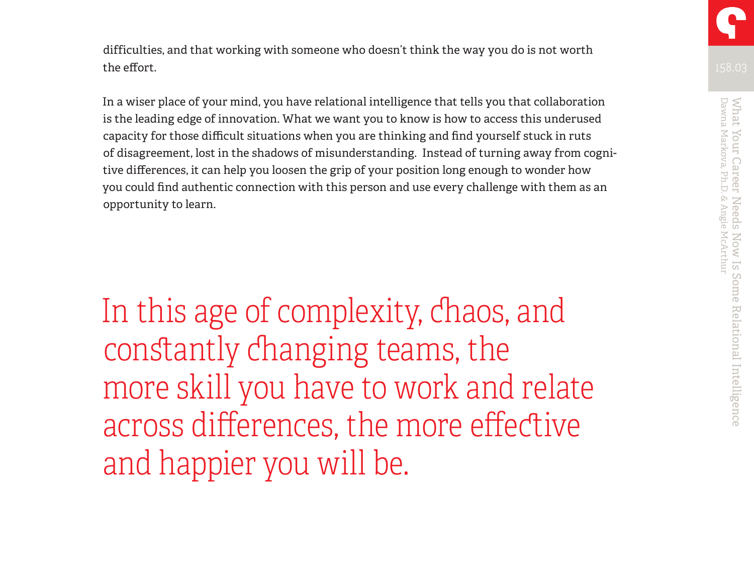difficulties, and that working with someone who doesn't think the way you do is not worth the effort.

In a wiser place of your mind, you have relational intelligence that tells you that collaboration is the leading edge of innovation. What we want you to know is how to access this underused capacity for those difficult situations when you are thinking and find yourself stuck in ruts of disagreement, lost in the shadows of misunderstanding. Instead of turning away from cognitive differences, it can help you loosen the grip of your position long enough to wonder how you could find authentic connection with this person and use every challenge with them as an opportunity to learn.

> In this age of complexity, chaos, and constantly changing teams, the more skill you have to work and relate across differences, the more effective and happier you will be.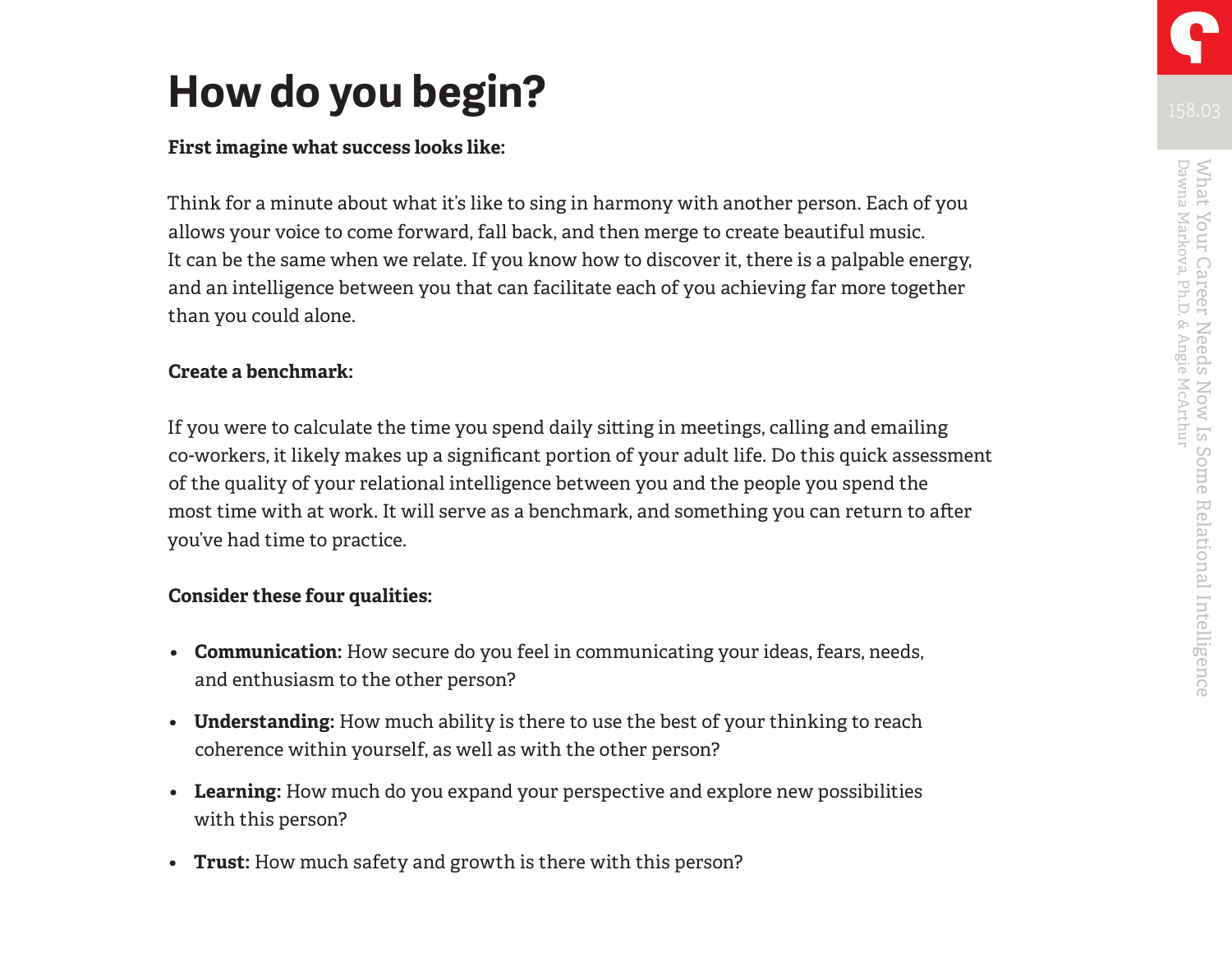# How do you begin?

**First imagine what success looks like:**

Think for a minute about what it's like to sing in harmony with another person. Each of you allows your voice to come forward, fall back, and then merge to create beautiful music. It can be the same when we relate. If you know how to discover it, there is a palpable energy, and an intelligence between you that can facilitate each of you achieving far more together than you could alone.

**Create a benchmark:**

If you were to calculate the time you spend daily sitting in meetings, calling and emailing co-workers, it likely makes up a significant portion of your adult life. Do this quick assessment of the quality of your relational intelligence between you and the people you spend the most time with at work. It will serve as a benchmark, and something you can return to after you've had time to practice.

**Consider these four qualities:**

- **Communication:** How secure do you feel in communicating your ideas, fears, needs, and enthusiasm to the other person?
- **Understanding:** How much ability is there to use the best of your thinking to reach coherence within yourself, as well as with the other person?
- **Learning:** How much do you expand your perspective and explore new possibilities with this person?
- **Trust:** How much safety and growth is there with this person?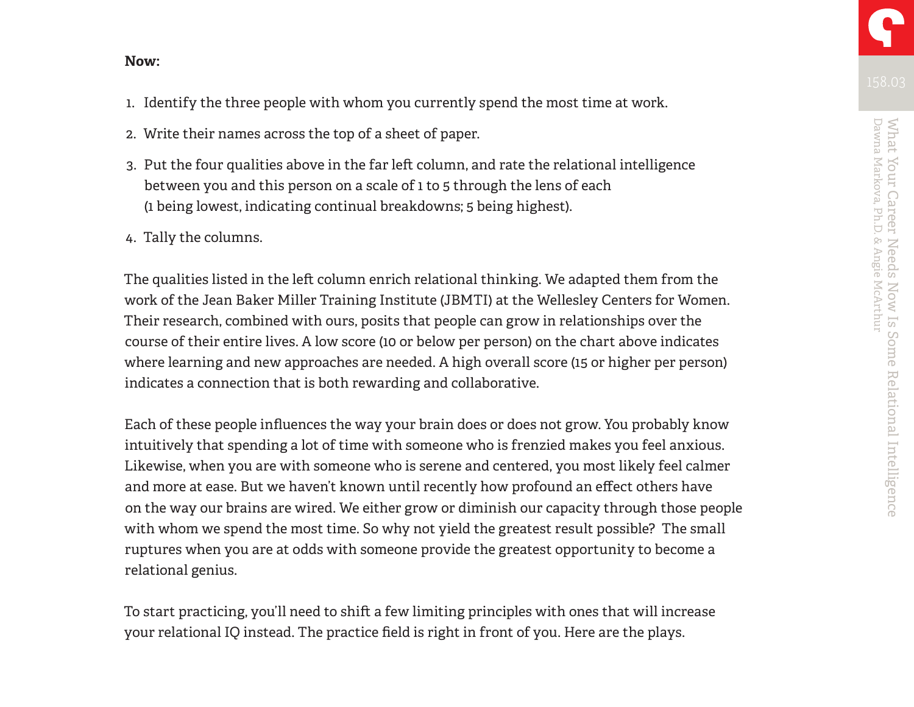**Now:**

1. Identify the three people with whom you currently spend the most time at work.
2. Write their names across the top of a sheet of paper.
3. Put the four qualities above in the far left column, and rate the relational intelligence between you and this person on a scale of 1 to 5 through the lens of each (1 being lowest, indicating continual breakdowns; 5 being highest).
4. Tally the columns.

The qualities listed in the left column enrich relational thinking. We adapted them from the work of the Jean Baker Miller Training Institute (JBMTI) at the Wellesley Centers for Women. Their research, combined with ours, posits that people can grow in relationships over the course of their entire lives. A low score (10 or below per person) on the chart above indicates where learning and new approaches are needed. A high overall score (15 or higher per person) indicates a connection that is both rewarding and collaborative.

Each of these people influences the way your brain does or does not grow. You probably know intuitively that spending a lot of time with someone who is frenzied makes you feel anxious. Likewise, when you are with someone who is serene and centered, you most likely feel calmer and more at ease. But we haven't known until recently how profound an effect others have on the way our brains are wired. We either grow or diminish our capacity through those people with whom we spend the most time. So why not yield the greatest result possible? The small ruptures when you are at odds with someone provide the greatest opportunity to become a relational genius.

To start practicing, you'll need to shift a few limiting principles with ones that will increase your relational IQ instead. The practice field is right in front of you. Here are the plays.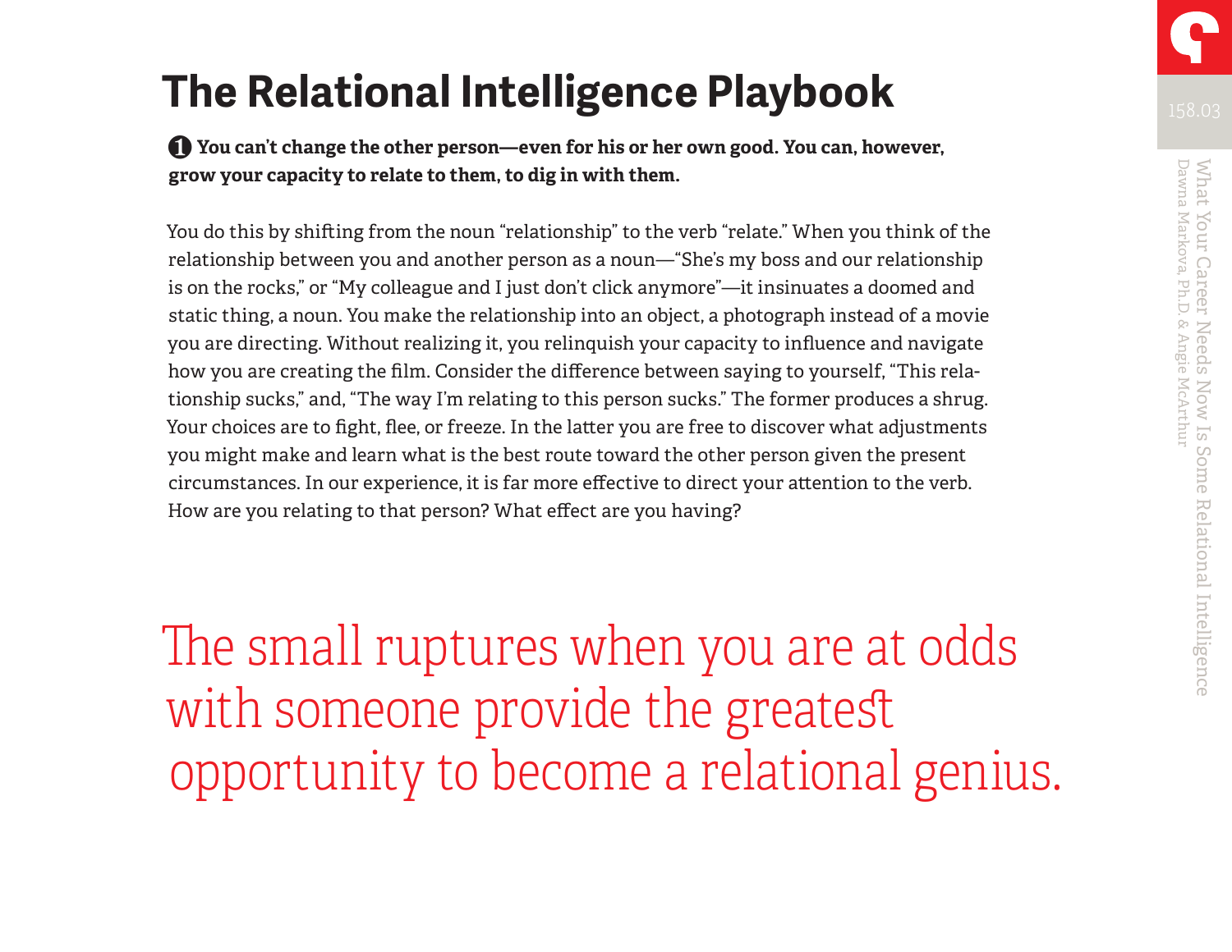# The Relational Intelligence Playbook

**❶ You can't change the other person—even for his or her own good. You can, however, grow your capacity to relate to them, to dig in with them.**

You do this by shifting from the noun "relationship" to the verb "relate." When you think of the relationship between you and another person as a noun—"She's my boss and our relationship is on the rocks," or "My colleague and I just don't click anymore"—it insinuates a doomed and static thing, a noun. You make the relationship into an object, a photograph instead of a movie you are directing. Without realizing it, you relinquish your capacity to influence and navigate how you are creating the film. Consider the difference between saying to yourself, "This relationship sucks," and, "The way I'm relating to this person sucks." The former produces a shrug. Your choices are to fight, flee, or freeze. In the latter you are free to discover what adjustments you might make and learn what is the best route toward the other person given the present circumstances. In our experience, it is far more effective to direct your attention to the verb. How are you relating to that person? What effect are you having?

The small ruptures when you are at odds with someone provide the greatest opportunity to become a relational genius.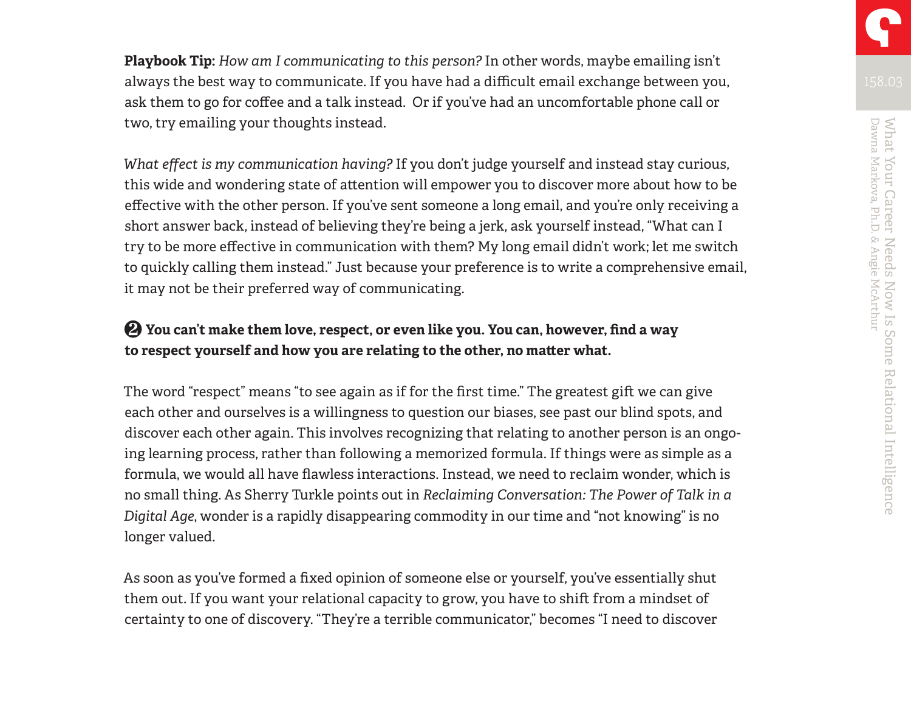**Playbook Tip:** *How am I communicating to this person?* In other words, maybe emailing isn't always the best way to communicate. If you have had a difficult email exchange between you, ask them to go for coffee and a talk instead.  Or if you've had an uncomfortable phone call or two, try emailing your thoughts instead.

*What effect is my communication having?* If you don't judge yourself and instead stay curious, this wide and wondering state of attention will empower you to discover more about how to be effective with the other person. If you've sent someone a long email, and you're only receiving a short answer back, instead of believing they're being a jerk, ask yourself instead, "What can I try to be more effective in communication with them? My long email didn't work; let me switch to quickly calling them instead." Just because your preference is to write a comprehensive email, it may not be their preferred way of communicating.

**❷ You can't make them love, respect, or even like you. You can, however, find a way to respect yourself and how you are relating to the other, no matter what.**

The word "respect" means "to see again as if for the first time." The greatest gift we can give each other and ourselves is a willingness to question our biases, see past our blind spots, and discover each other again. This involves recognizing that relating to another person is an ongoing learning process, rather than following a memorized formula. If things were as simple as a formula, we would all have flawless interactions. Instead, we need to reclaim wonder, which is no small thing. As Sherry Turkle points out in *Reclaiming Conversation: The Power of Talk in a Digital Age*, wonder is a rapidly disappearing commodity in our time and "not knowing" is no longer valued.

As soon as you've formed a fixed opinion of someone else or yourself, you've essentially shut them out. If you want your relational capacity to grow, you have to shift from a mindset of certainty to one of discovery. "They're a terrible communicator," becomes "I need to discover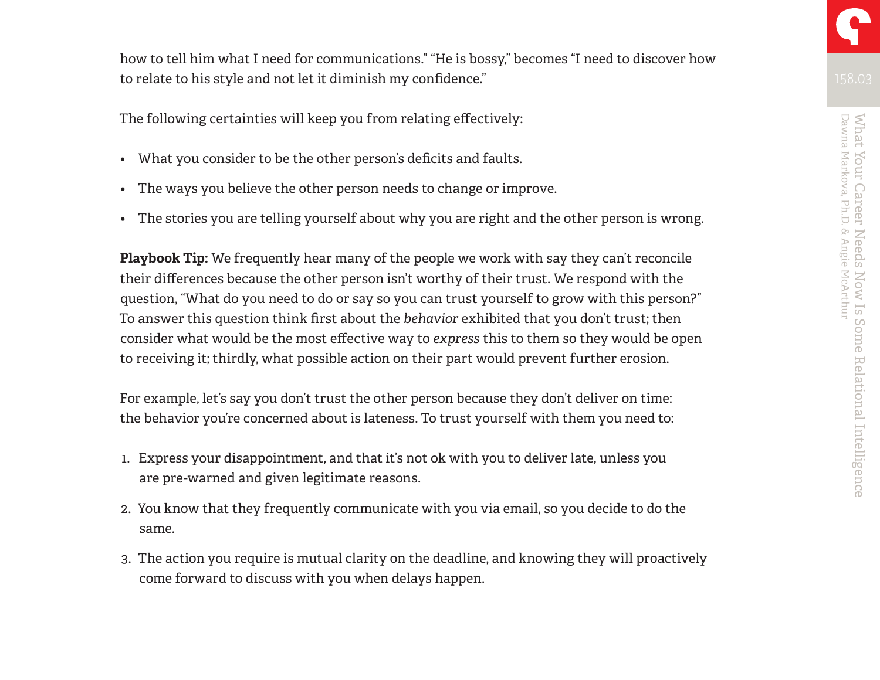how to tell him what I need for communications." "He is bossy," becomes "I need to discover how to relate to his style and not let it diminish my confidence."

The following certainties will keep you from relating effectively:

- What you consider to be the other person's deficits and faults.
- The ways you believe the other person needs to change or improve.
- The stories you are telling yourself about why you are right and the other person is wrong.

**Playbook Tip:** We frequently hear many of the people we work with say they can't reconcile their differences because the other person isn't worthy of their trust. We respond with the question, "What do you need to do or say so you can trust yourself to grow with this person?" To answer this question think first about the *behavior* exhibited that you don't trust; then consider what would be the most effective way to *express* this to them so they would be open to receiving it; thirdly, what possible action on their part would prevent further erosion.

For example, let's say you don't trust the other person because they don't deliver on time: the behavior you're concerned about is lateness. To trust yourself with them you need to:

1. Express your disappointment, and that it's not ok with you to deliver late, unless you are pre-warned and given legitimate reasons.
2. You know that they frequently communicate with you via email, so you decide to do the same.
3. The action you require is mutual clarity on the deadline, and knowing they will proactively come forward to discuss with you when delays happen.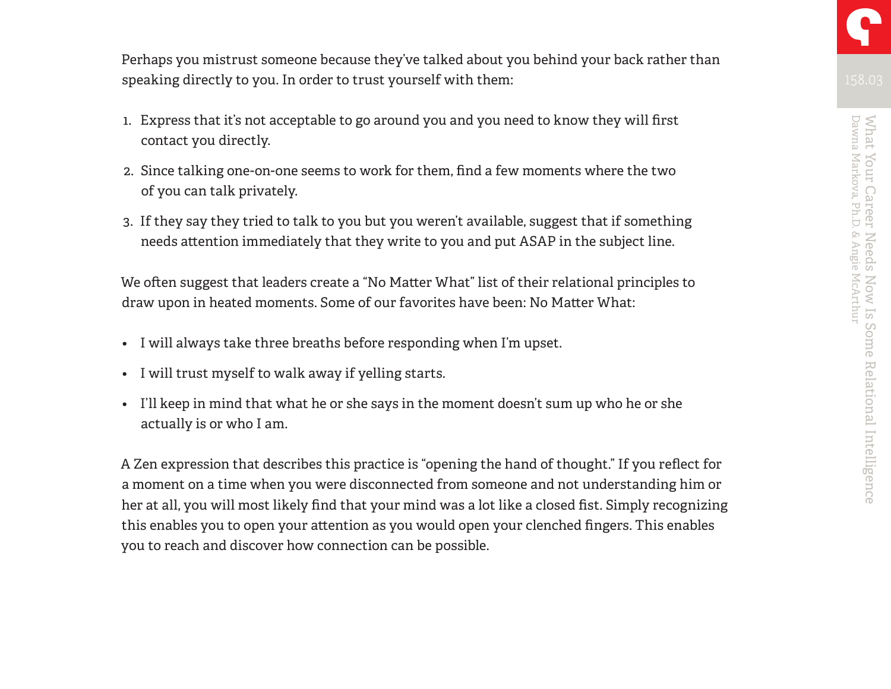Perhaps you mistrust someone because they've talked about you behind your back rather than speaking directly to you. In order to trust yourself with them:

1. Express that it's not acceptable to go around you and you need to know they will first contact you directly.
2. Since talking one-on-one seems to work for them, find a few moments where the two of you can talk privately.
3. If they say they tried to talk to you but you weren't available, suggest that if something needs attention immediately that they write to you and put ASAP in the subject line.

We often suggest that leaders create a "No Matter What" list of their relational principles to draw upon in heated moments. Some of our favorites have been: No Matter What:

- I will always take three breaths before responding when I'm upset.
- I will trust myself to walk away if yelling starts.
- I'll keep in mind that what he or she says in the moment doesn't sum up who he or she actually is or who I am.

A Zen expression that describes this practice is "opening the hand of thought." If you reflect for a moment on a time when you were disconnected from someone and not understanding him or her at all, you will most likely find that your mind was a lot like a closed fist. Simply recognizing this enables you to open your attention as you would open your clenched fingers. This enables you to reach and discover how connection can be possible.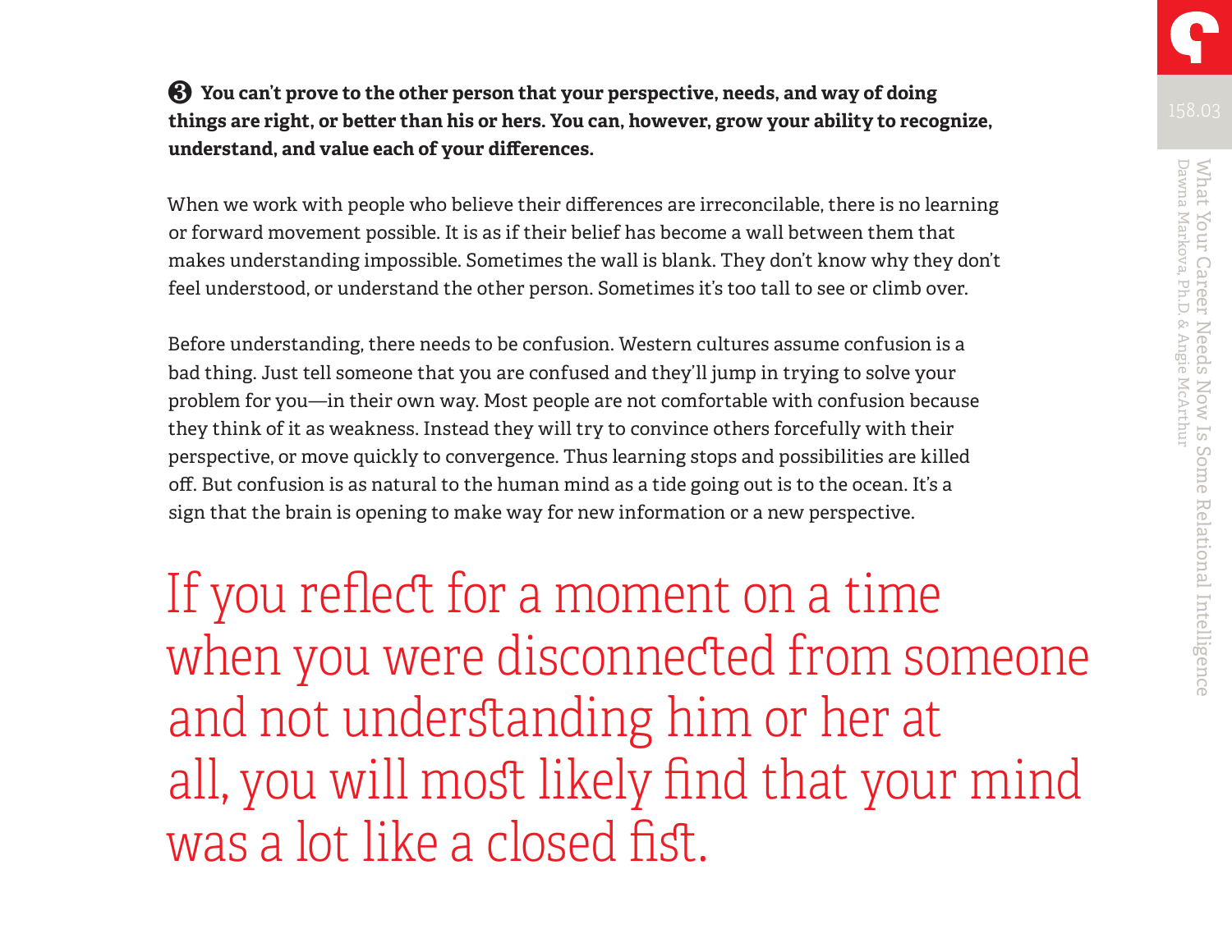**❸ You can't prove to the other person that your perspective, needs, and way of doing things are right, or better than his or hers. You can, however, grow your ability to recognize, understand, and value each of your differences.**

When we work with people who believe their differences are irreconcilable, there is no learning or forward movement possible. It is as if their belief has become a wall between them that makes understanding impossible. Sometimes the wall is blank. They don't know why they don't feel understood, or understand the other person. Sometimes it's too tall to see or climb over.

Before understanding, there needs to be confusion. Western cultures assume confusion is a bad thing. Just tell someone that you are confused and they'll jump in trying to solve your problem for you—in their own way. Most people are not comfortable with confusion because they think of it as weakness. Instead they will try to convince others forcefully with their perspective, or move quickly to convergence. Thus learning stops and possibilities are killed off. But confusion is as natural to the human mind as a tide going out is to the ocean. It's a sign that the brain is opening to make way for new information or a new perspective.

If you reflect for a moment on a time when you were disconnected from someone and not understanding him or her at all, you will most likely find that your mind was a lot like a closed fist.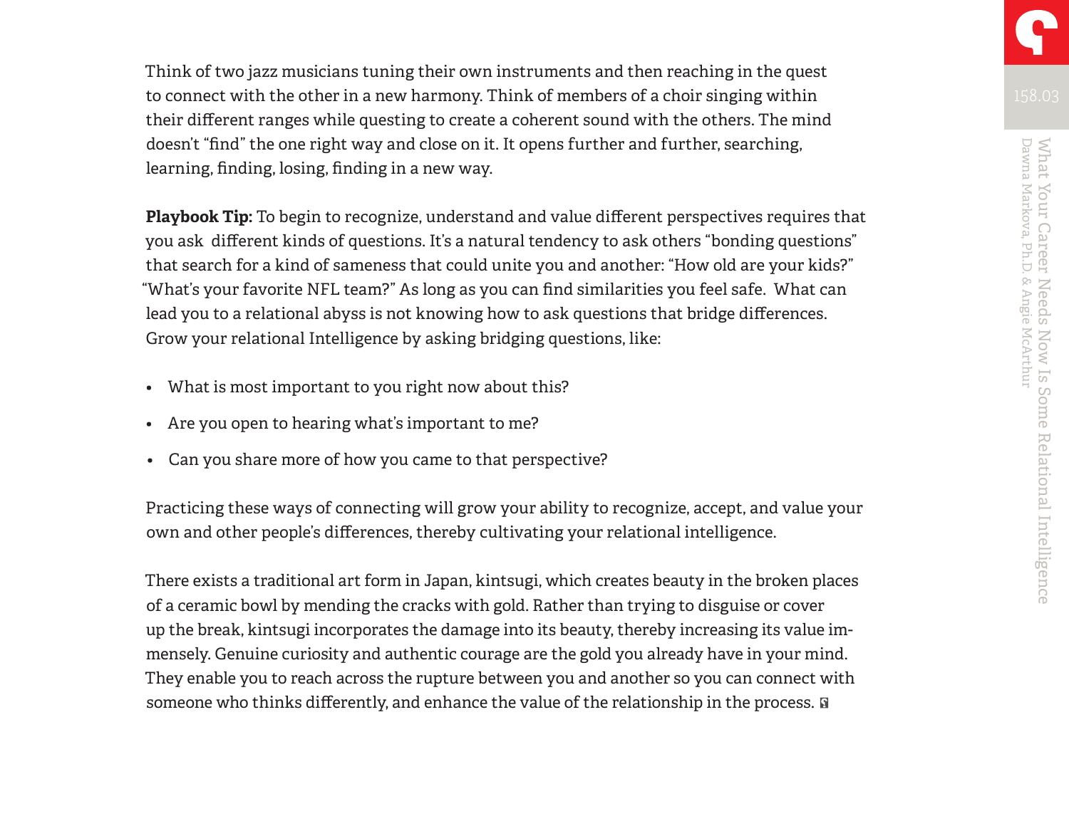Think of two jazz musicians tuning their own instruments and then reaching in the quest to connect with the other in a new harmony. Think of members of a choir singing within their different ranges while questing to create a coherent sound with the others. The mind doesn't "find" the one right way and close on it. It opens further and further, searching, learning, finding, losing, finding in a new way.

**Playbook Tip:** To begin to recognize, understand and value different perspectives requires that you ask different kinds of questions. It's a natural tendency to ask others "bonding questions" that search for a kind of sameness that could unite you and another: "How old are your kids?" "What's your favorite NFL team?" As long as you can find similarities you feel safe. What can lead you to a relational abyss is not knowing how to ask questions that bridge differences. Grow your relational Intelligence by asking bridging questions, like:

- What is most important to you right now about this?
- Are you open to hearing what's important to me?
- Can you share more of how you came to that perspective?

Practicing these ways of connecting will grow your ability to recognize, accept, and value your own and other people's differences, thereby cultivating your relational intelligence.

There exists a traditional art form in Japan, kintsugi, which creates beauty in the broken places of a ceramic bowl by mending the cracks with gold. Rather than trying to disguise or cover up the break, kintsugi incorporates the damage into its beauty, thereby increasing its value immensely. Genuine curiosity and authentic courage are the gold you already have in your mind. They enable you to reach across the rupture between you and another so you can connect with someone who thinks differently, and enhance the value of the relationship in the process.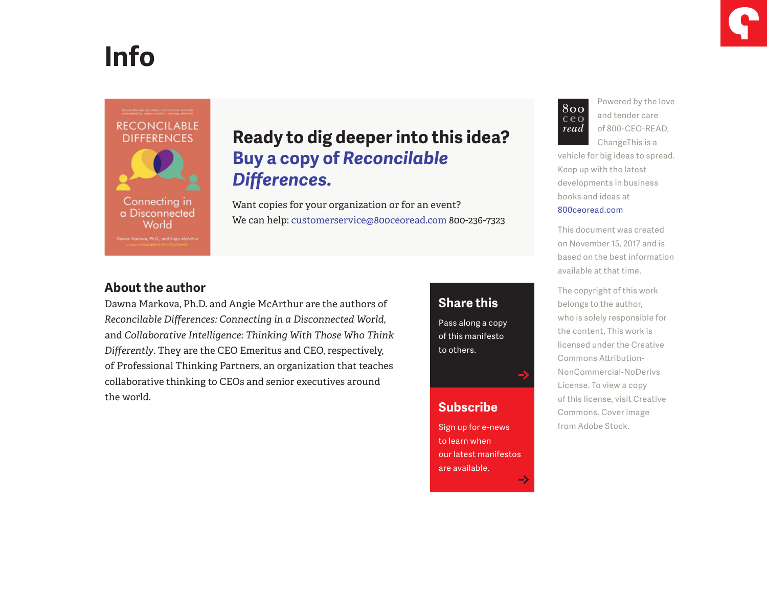# Info

## Ready to dig deeper into this idea?

**Buy a copy of *Reconcilable Differences.***

Want copies for your organization or for an event?
We can help: customerservice@800ceoread.com 800-236-7323

## About the author

Dawna Markova, Ph.D. and Angie McArthur are the authors of *Reconcilable Differences: Connecting in a Disconnected World*, and *Collaborative Intelligence: Thinking With Those Who Think Differently*. They are the CEO Emeritus and CEO, respectively, of Professional Thinking Partners, an organization that teaches collaborative thinking to CEOs and senior executives around the world.

### Share this

Pass along a copy of this manifesto to others.

### Subscribe

Sign up for e-news to learn when our latest manifestos are available.

Powered by the love and tender care of 800-CEO-READ, ChangeThis is a vehicle for big ideas to spread. Keep up with the latest developments in business books and ideas at 800ceoread.com

This document was created on November 15, 2017 and is based on the best information available at that time.

The copyright of this work belongs to the author, who is solely responsible for the content. This work is licensed under the Creative Commons Attribution-NonCommercial-NoDerivs License. To view a copy of this license, visit Creative Commons. Cover image from Adobe Stock.